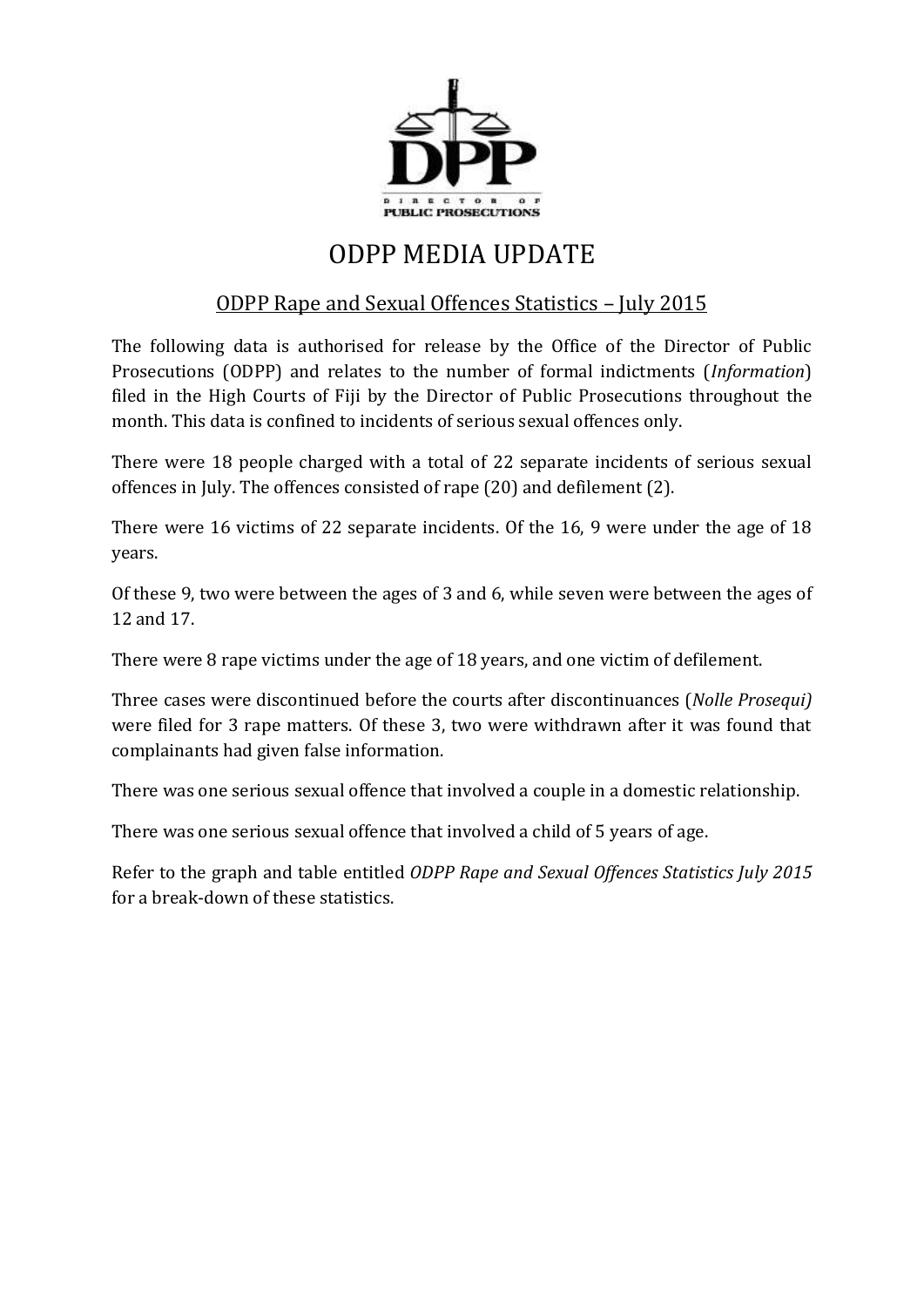# ODPP MEDIA UPDATE

## ODPP Rape and Sexual Offences Statistics – July 2015

The following data is authorised for release by the Office of the Director of Public Prosecutions (ODPP) and relates to the number of formal indictments (*Information*) filed in the High Courts of Fiji by the Director of Public Prosecutions throughout the month. This data is confined to incidents of serious sexual offences only.

There were 18 people charged with a total of 22 separate incidents of serious sexual offences in July. The offences consisted of rape (20) and defilement (2).

There were 16 victims of 22 separate incidents. Of the 16, 9 were under the age of 18 years.

Of these 9, two were between the ages of 3 and 6, while seven were between the ages of 12 and 17.

There were 8 rape victims under the age of 18 years, and one victim of defilement.

Three cases were discontinued before the courts after discontinuances (*Nolle Prosequi)* were filed for 3 rape matters. Of these 3, two were withdrawn after it was found that complainants had given false information.

There was one serious sexual offence that involved a couple in a domestic relationship.

There was one serious sexual offence that involved a child of 5 years of age.

Refer to the graph and table entitled *ODPP Rape and Sexual Offences Statistics July 2015* for a break-down of these statistics.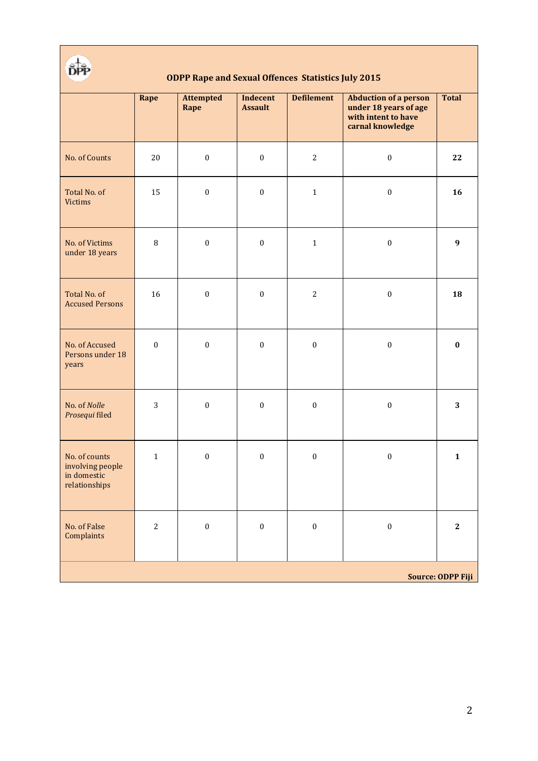## ODPP Rape and Sexual Offences Statistics July 2015

| | Rape | Attempted Rape | Indecent Assault | Defilement | Abduction of a person under 18 years of age with intent to have carnal knowledge | Total |
|---|---|---|---|---|---|---|
| No. of Counts | 20 | 0 | 0 | 2 | 0 | **22** |
| Total No. of Victims | 15 | 0 | 0 | 1 | 0 | **16** |
| No. of Victims under 18 years | 8 | 0 | 0 | 1 | 0 | **9** |
| Total No. of Accused Persons | 16 | 0 | 0 | 2 | 0 | **18** |
| No. of Accused Persons under 18 years | 0 | 0 | 0 | 0 | 0 | **0** |
| No. of *Nolle Prosequi* filed | 3 | 0 | 0 | 0 | 0 | **3** |
| No. of counts involving people in domestic relationships | 1 | 0 | 0 | 0 | 0 | **1** |
| No. of False Complaints | 2 | 0 | 0 | 0 | 0 | **2** |

**Source: ODPP Fiji**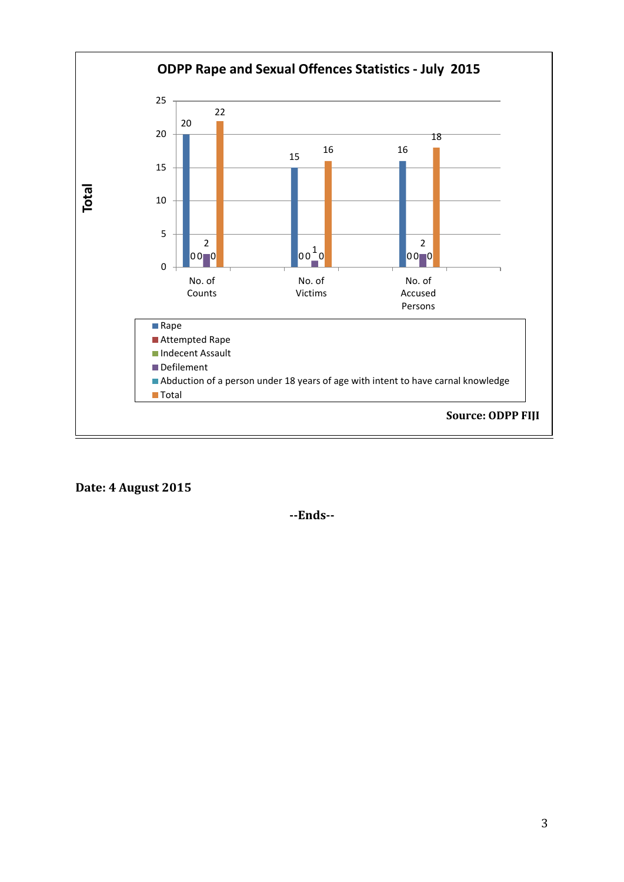ODPP Rape and Sexual Offences Statistics - July 2015

Total

25
20
15
10
5
0

20
2
0 0 0
22

15
1
0 0 0
16

16
2
0 0 0
18

No. of Counts
No. of Victims
No. of Accused Persons

Rape
Attempted Rape
Indecent Assault
Defilement
Abduction of a person under 18 years of age with intent to have carnal knowledge
Total

**Source: ODPP FIJI**

**Date: 4 August 2015**

**--Ends--**